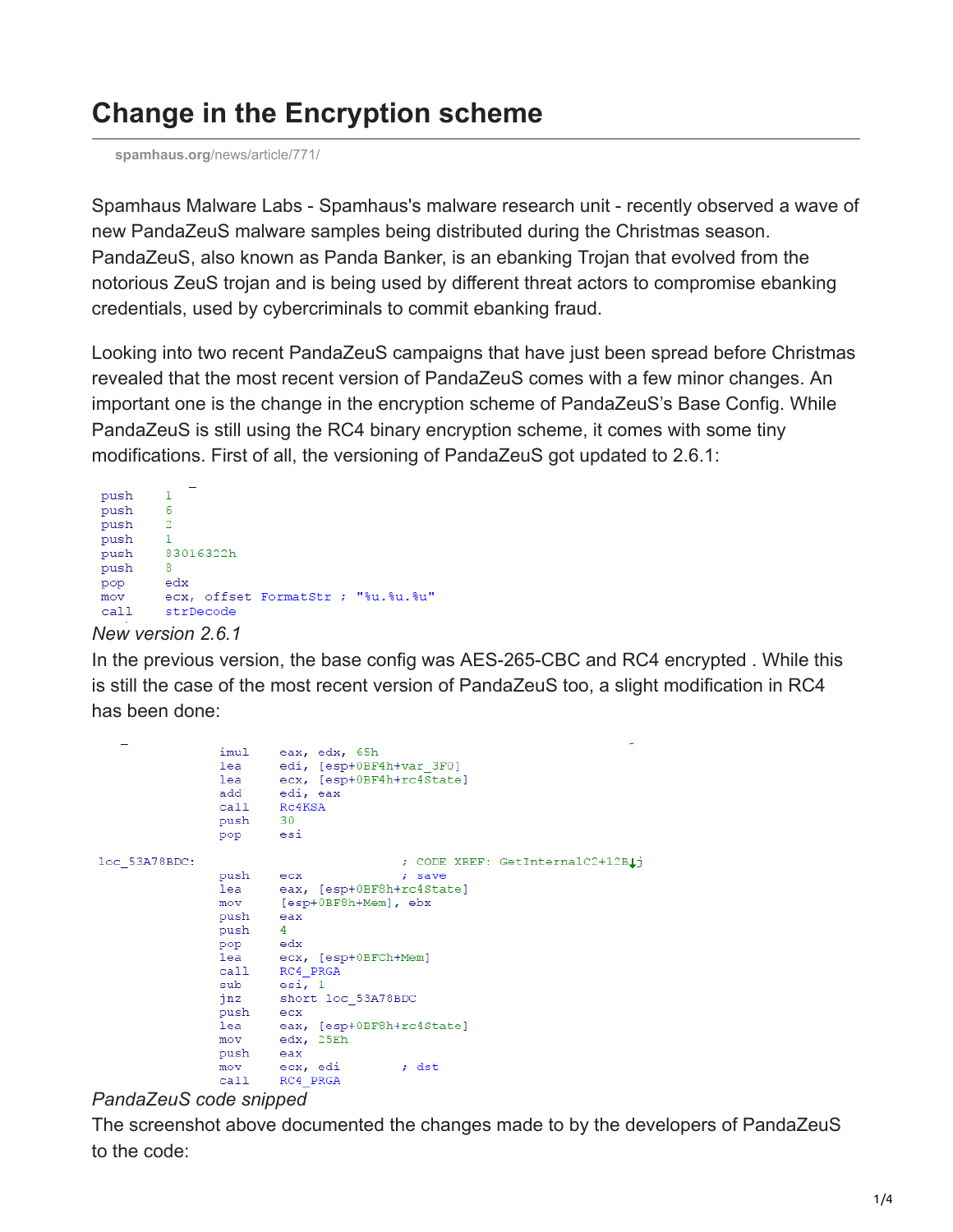# Change in the Encryption scheme

spamhaus.org/news/article/771/

Spamhaus Malware Labs - Spamhaus's malware research unit - recently observed a wave of new PandaZeuS malware samples being distributed during the Christmas season. PandaZeuS, also known as Panda Banker, is an ebanking Trojan that evolved from the notorious ZeuS trojan and is being used by different threat actors to compromise ebanking credentials, used by cybercriminals to commit ebanking fraud.

Looking into two recent PandaZeuS campaigns that have just been spread before Christmas revealed that the most recent version of PandaZeuS comes with a few minor changes. An important one is the change in the encryption scheme of PandaZeuS's Base Config. While PandaZeuS is still using the RC4 binary encryption scheme, it comes with some tiny modifications. First of all, the versioning of PandaZeuS got updated to 2.6.1:

```
push    1
push    6
push    2
push    1
push    83016322h
push    8
pop     edx
mov     ecx, offset FormatStr ; "%u.%u.%u"
call    strDecode
```

*New version 2.6.1*

In the previous version, the base config was AES-265-CBC and RC4 encrypted . While this is still the case of the most recent version of PandaZeuS too, a slight modification in RC4 has been done:

```
                imul    eax, edx, 65h
                lea     edi, [esp+0BF4h+var_3F0]
                lea     ecx, [esp+0BF4h+rc4State]
                add     edi, eax
                call    Rc4KSA
                push    30
                pop     esi

loc_53A78BDC:                           ; CODE XREF: GetInternalC2+12B↓j
                push    ecx             ; save
                lea     eax, [esp+0BF8h+rc4State]
                mov     [esp+0BF8h+Mem], ebx
                push    eax
                push    4
                pop     edx
                lea     ecx, [esp+0BFCh+Mem]
                call    RC4_PRGA
                sub     esi, 1
                jnz     short loc_53A78BDC
                push    ecx
                lea     eax, [esp+0BF8h+rc4State]
                mov     edx, 25Eh
                push    eax
                mov     ecx, edi        ; dst
                call    RC4_PRGA
```

*PandaZeuS code snipped*

The screenshot above documented the changes made to by the developers of PandaZeuS to the code: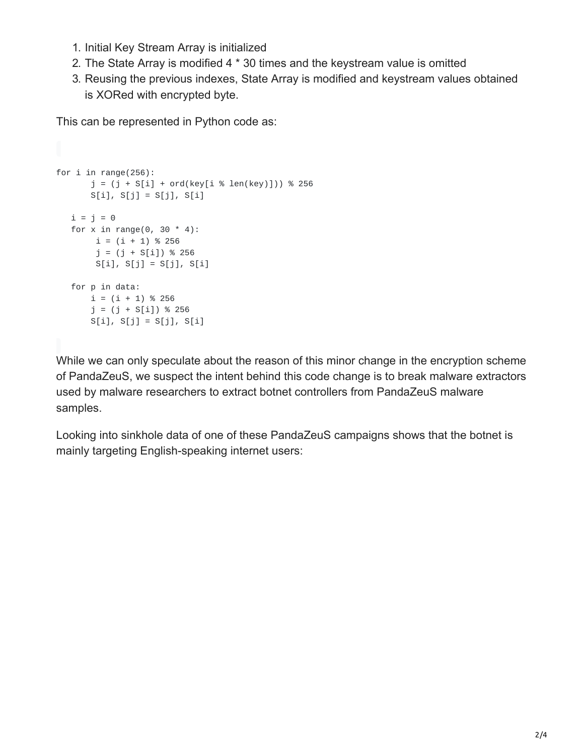1. Initial Key Stream Array is initialized
2. The State Array is modified 4 * 30 times and the keystream value is omitted
3. Reusing the previous indexes, State Array is modified and keystream values obtained is XORed with encrypted byte.

This can be represented in Python code as:

```
for i in range(256):
       j = (j + S[i] + ord(key[i % len(key)])) % 256
       S[i], S[j] = S[j], S[i]

   i = j = 0
   for x in range(0, 30 * 4):
        i = (i + 1) % 256
        j = (j + S[i]) % 256
        S[i], S[j] = S[j], S[i]

   for p in data:
       i = (i + 1) % 256
       j = (j + S[i]) % 256
       S[i], S[j] = S[j], S[i]
```

While we can only speculate about the reason of this minor change in the encryption scheme of PandaZeuS, we suspect the intent behind this code change is to break malware extractors used by malware researchers to extract botnet controllers from PandaZeuS malware samples.

Looking into sinkhole data of one of these PandaZeuS campaigns shows that the botnet is mainly targeting English-speaking internet users: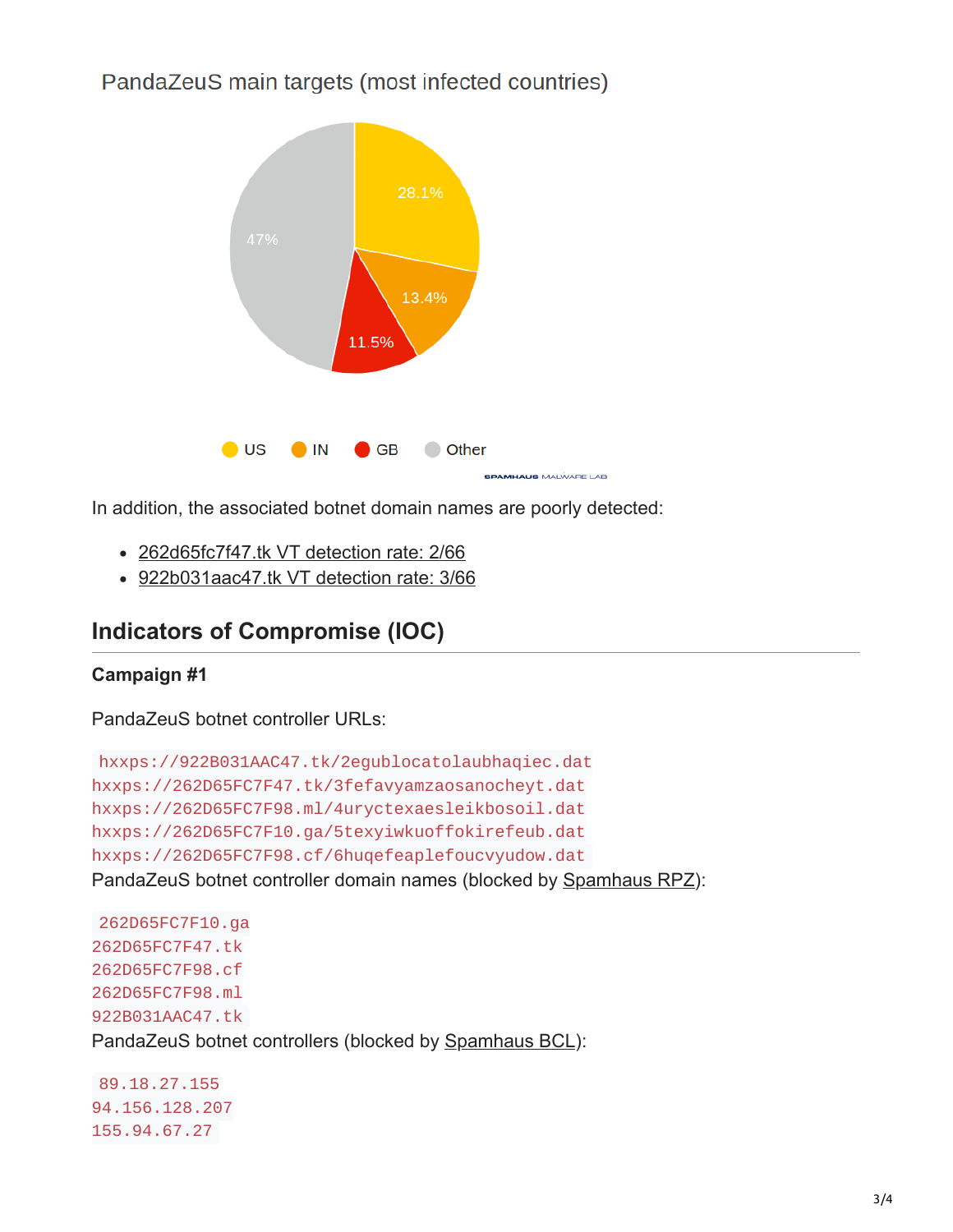PandaZeuS main targets (most infected countries)

| Country | Share |
| --- | --- |
| US | 28.1% |
| IN | 13.4% |
| GB | 11.5% |
| Other | 47% |

SPAMHAUS MALWARE LAB

In addition, the associated botnet domain names are poorly detected:

- 262d65fc7f47.tk VT detection rate: 2/66
- 922b031aac47.tk VT detection rate: 3/66

## Indicators of Compromise (IOC)

### Campaign #1

PandaZeuS botnet controller URLs:

```
hxxps://922B031AAC47.tk/2egublocatolaubhaqiec.dat
hxxps://262D65FC7F47.tk/3fefavyamzaosanocheyt.dat
hxxps://262D65FC7F98.ml/4uryctexaesleikbosoil.dat
hxxps://262D65FC7F10.ga/5texyiwkuoffokirefeub.dat
hxxps://262D65FC7F98.cf/6huqefeaplefoucvyudow.dat
```

PandaZeuS botnet controller domain names (blocked by Spamhaus RPZ):

```
262D65FC7F10.ga
262D65FC7F47.tk
262D65FC7F98.cf
262D65FC7F98.ml
922B031AAC47.tk
```

PandaZeuS botnet controllers (blocked by Spamhaus BCL):

```
89.18.27.155
94.156.128.207
155.94.67.27
```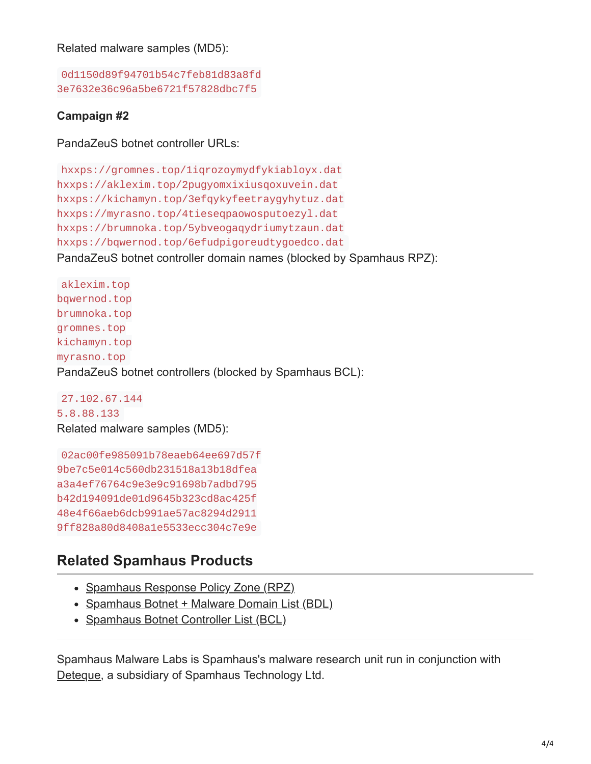Related malware samples (MD5):

```
0d1150d89f94701b54c7feb81d83a8fd
3e7632e36c96a5be6721f57828dbc7f5
```

**Campaign #2**

PandaZeuS botnet controller URLs:

```
hxxps://gromnes.top/1iqrozoymydfykiabloyx.dat
hxxps://aklexim.top/2pugyomxixiusqoxuvein.dat
hxxps://kichamyn.top/3efqykyfeetraygyhytuz.dat
hxxps://myrasno.top/4tieseqpaowosputoezyl.dat
hxxps://brumnoka.top/5ybveogaqydriumytzaun.dat
hxxps://bqwernod.top/6efudpigoreudtygoedco.dat
```

PandaZeuS botnet controller domain names (blocked by Spamhaus RPZ):

```
aklexim.top
bqwernod.top
brumnoka.top
gromnes.top
kichamyn.top
myrasno.top
```

PandaZeuS botnet controllers (blocked by Spamhaus BCL):

```
27.102.67.144
5.8.88.133
```

Related malware samples (MD5):

```
02ac00fe985091b78eaeb64ee697d57f
9be7c5e014c560db231518a13b18dfea
a3a4ef76764c9e3e9c91698b7adbd795
b42d194091de01d9645b323cd8ac425f
48e4f66aeb6dcb991ae57ac8294d2911
9ff828a80d8408a1e5533ecc304c7e9e
```

## Related Spamhaus Products

- Spamhaus Response Policy Zone (RPZ)
- Spamhaus Botnet + Malware Domain List (BDL)
- Spamhaus Botnet Controller List (BCL)

Spamhaus Malware Labs is Spamhaus's malware research unit run in conjunction with Deteque, a subsidiary of Spamhaus Technology Ltd.